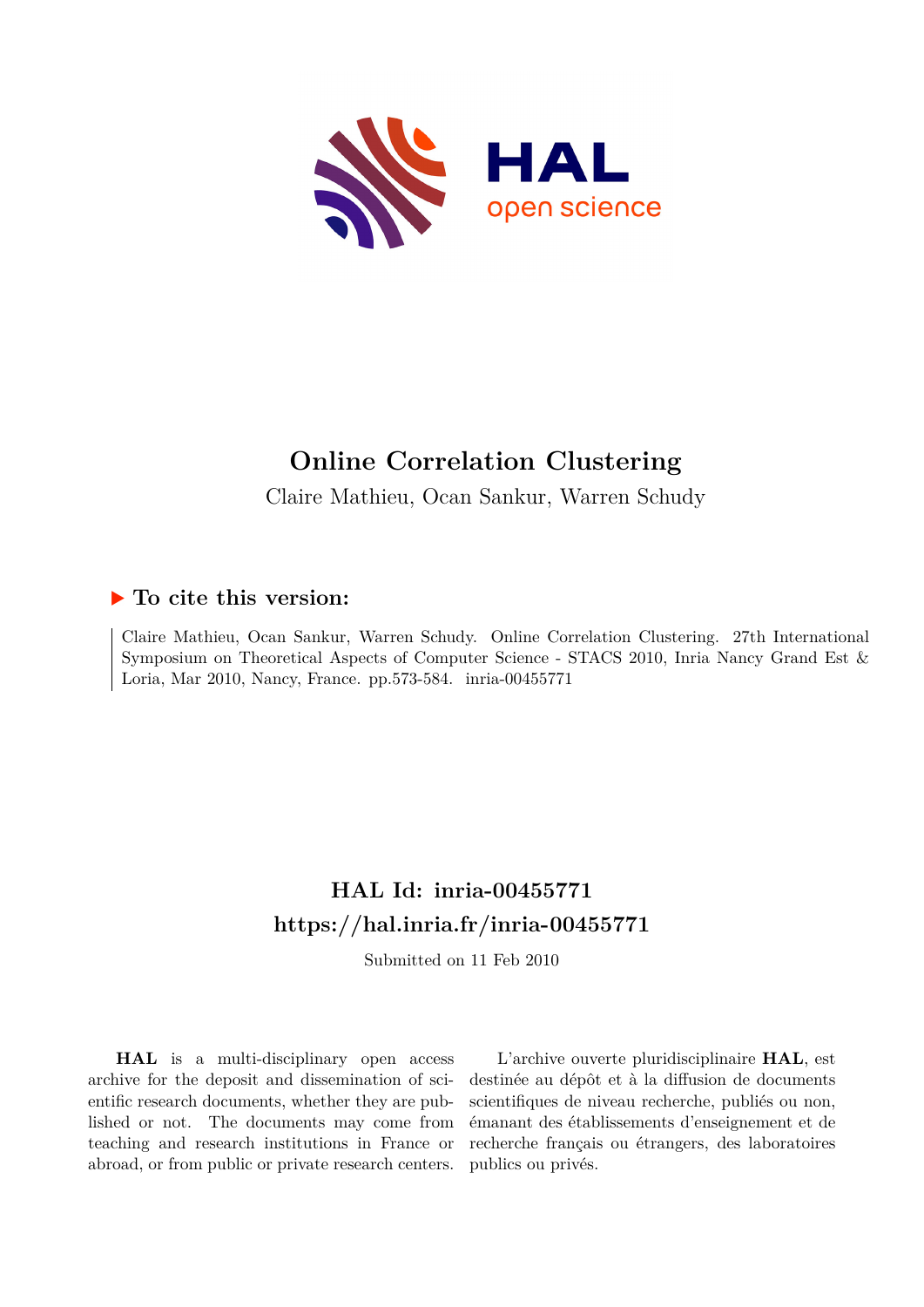# Online Correlation Clustering

Claire Mathieu, Ocan Sankur, Warren Schudy

## ▶ To cite this version:

Claire Mathieu, Ocan Sankur, Warren Schudy. Online Correlation Clustering. 27th International Symposium on Theoretical Aspects of Computer Science - STACS 2010, Inria Nancy Grand Est & Loria, Mar 2010, Nancy, France. pp.573-584. inria-00455771

## HAL Id: inria-00455771
## https://hal.inria.fr/inria-00455771

Submitted on 11 Feb 2010

**HAL** is a multi-disciplinary open access archive for the deposit and dissemination of scientific research documents, whether they are published or not. The documents may come from teaching and research institutions in France or abroad, or from public or private research centers.

L'archive ouverte pluridisciplinaire **HAL**, est destinée au dépôt et à la diffusion de documents scientifiques de niveau recherche, publiés ou non, émanant des établissements d'enseignement et de recherche français ou étrangers, des laboratoires publics ou privés.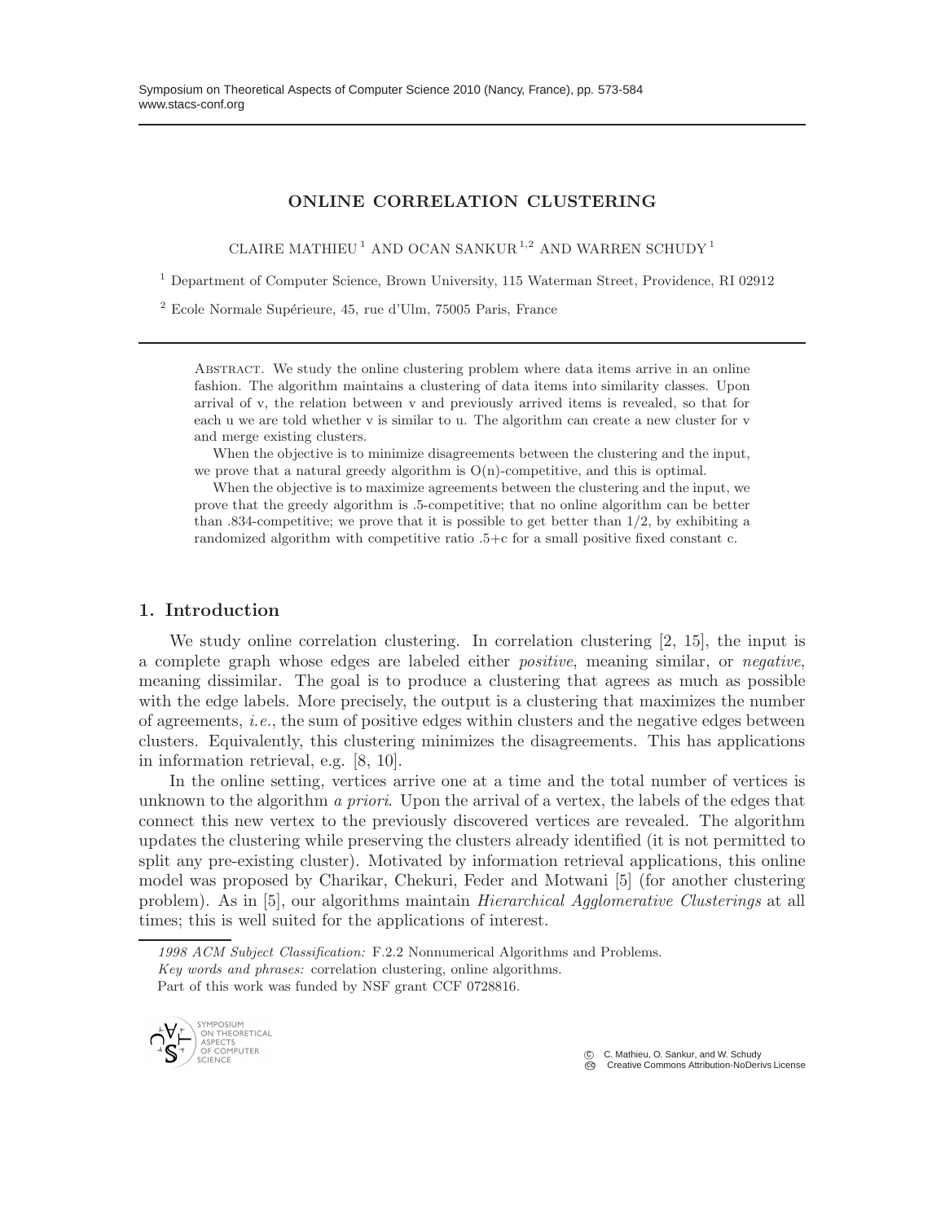# ONLINE CORRELATION CLUSTERING

CLAIRE MATHIEU [1] AND OCAN SANKUR [1,2] AND WARREN SCHUDY [1]

[1] Department of Computer Science, Brown University, 115 Waterman Street, Providence, RI 02912

[2] Ecole Normale Supérieure, 45, rue d'Ulm, 75005 Paris, France

Abstract. We study the online clustering problem where data items arrive in an online fashion. The algorithm maintains a clustering of data items into similarity classes. Upon arrival of v, the relation between v and previously arrived items is revealed, so that for each u we are told whether v is similar to u. The algorithm can create a new cluster for v and merge existing clusters.

When the objective is to minimize disagreements between the clustering and the input, we prove that a natural greedy algorithm is O(n)-competitive, and this is optimal.

When the objective is to maximize agreements between the clustering and the input, we prove that the greedy algorithm is .5-competitive; that no online algorithm can be better than .834-competitive; we prove that it is possible to get better than 1/2, by exhibiting a randomized algorithm with competitive ratio .5+c for a small positive fixed constant c.

## 1. Introduction

We study online correlation clustering. In correlation clustering [2, 15], the input is a complete graph whose edges are labeled either *positive*, meaning similar, or *negative*, meaning dissimilar. The goal is to produce a clustering that agrees as much as possible with the edge labels. More precisely, the output is a clustering that maximizes the number of agreements, *i.e.*, the sum of positive edges within clusters and the negative edges between clusters. Equivalently, this clustering minimizes the disagreements. This has applications in information retrieval, e.g. [8, 10].

In the online setting, vertices arrive one at a time and the total number of vertices is unknown to the algorithm *a priori*. Upon the arrival of a vertex, the labels of the edges that connect this new vertex to the previously discovered vertices are revealed. The algorithm updates the clustering while preserving the clusters already identified (it is not permitted to split any pre-existing cluster). Motivated by information retrieval applications, this online model was proposed by Charikar, Chekuri, Feder and Motwani [5] (for another clustering problem). As in [5], our algorithms maintain *Hierarchical Agglomerative Clusterings* at all times; this is well suited for the applications of interest.

*1998 ACM Subject Classification:* F.2.2 Nonnumerical Algorithms and Problems.

*Key words and phrases:* correlation clustering, online algorithms.

Part of this work was funded by NSF grant CCF 0728816.

© C. Mathieu, O. Sankur, and W. Schudy
Creative Commons Attribution-NoDerivs License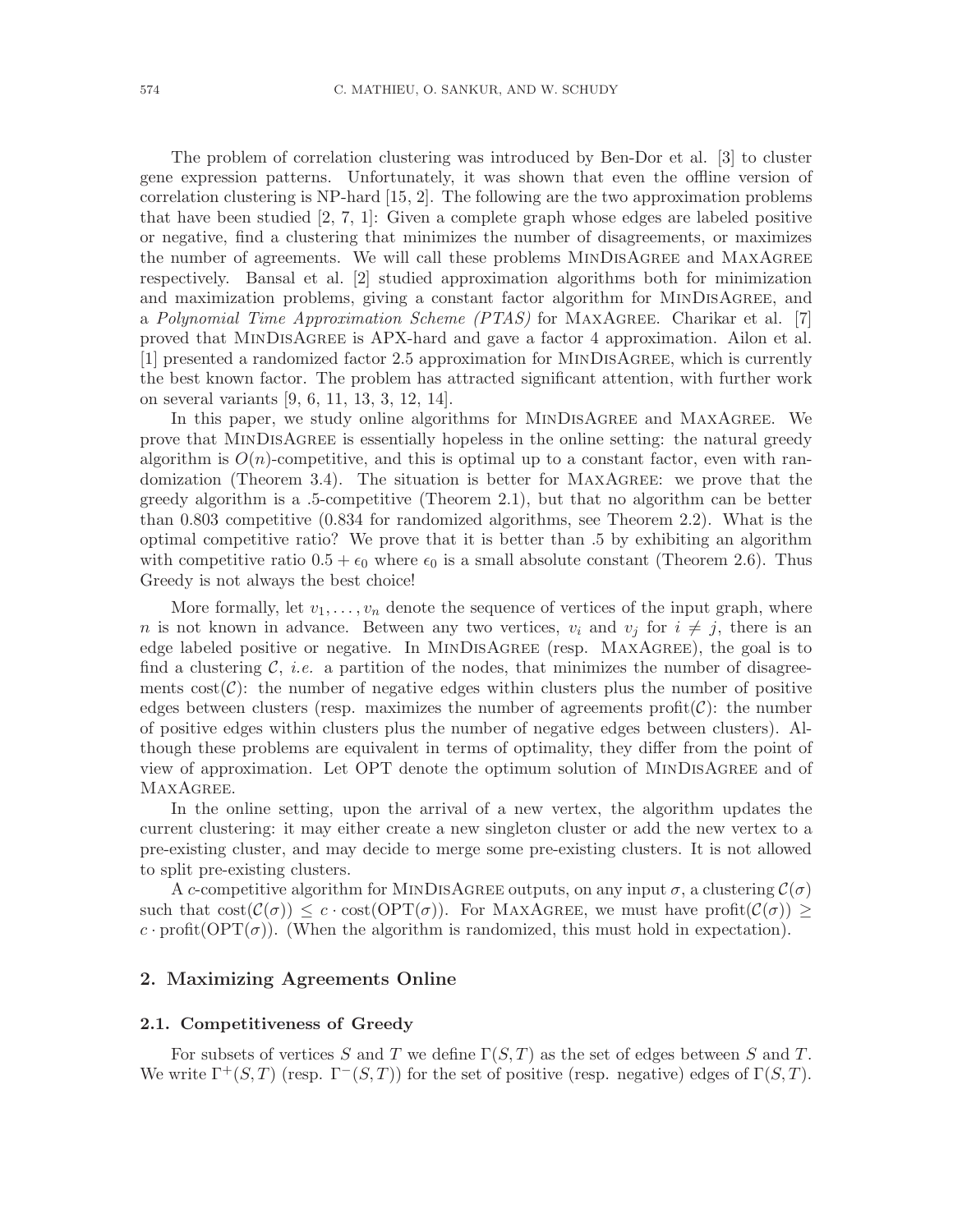The problem of correlation clustering was introduced by Ben-Dor et al. [3] to cluster gene expression patterns. Unfortunately, it was shown that even the offline version of correlation clustering is NP-hard [15, 2]. The following are the two approximation problems that have been studied [2, 7, 1]: Given a complete graph whose edges are labeled positive or negative, find a clustering that minimizes the number of disagreements, or maximizes the number of agreements. We will call these problems MinDisAgree and MaxAgree respectively. Bansal et al. [2] studied approximation algorithms both for minimization and maximization problems, giving a constant factor algorithm for MinDisAgree, and a *Polynomial Time Approximation Scheme (PTAS)* for MaxAgree. Charikar et al. [7] proved that MinDisAgree is APX-hard and gave a factor 4 approximation. Ailon et al. [1] presented a randomized factor 2.5 approximation for MinDisAgree, which is currently the best known factor. The problem has attracted significant attention, with further work on several variants [9, 6, 11, 13, 3, 12, 14].

In this paper, we study online algorithms for MinDisAgree and MaxAgree. We prove that MinDisAgree is essentially hopeless in the online setting: the natural greedy algorithm is $O(n)$-competitive, and this is optimal up to a constant factor, even with randomization (Theorem 3.4). The situation is better for MaxAgree: we prove that the greedy algorithm is a .5-competitive (Theorem 2.1), but that no algorithm can be better than 0.803 competitive (0.834 for randomized algorithms, see Theorem 2.2). What is the optimal competitive ratio? We prove that it is better than .5 by exhibiting an algorithm with competitive ratio $0.5 + \epsilon_0$ where $\epsilon_0$ is a small absolute constant (Theorem 2.6). Thus Greedy is not always the best choice!

More formally, let $v_1, \ldots, v_n$ denote the sequence of vertices of the input graph, where $n$ is not known in advance. Between any two vertices, $v_i$ and $v_j$ for $i \neq j$, there is an edge labeled positive or negative. In MinDisAgree (resp. MaxAgree), the goal is to find a clustering $\mathcal{C}$, *i.e.* a partition of the nodes, that minimizes the number of disagreements $\text{cost}(\mathcal{C})$: the number of negative edges within clusters plus the number of positive edges between clusters (resp. maximizes the number of agreements $\text{profit}(\mathcal{C})$: the number of positive edges within clusters plus the number of negative edges between clusters). Although these problems are equivalent in terms of optimality, they differ from the point of view of approximation. Let OPT denote the optimum solution of MinDisAgree and of MaxAgree.

In the online setting, upon the arrival of a new vertex, the algorithm updates the current clustering: it may either create a new singleton cluster or add the new vertex to a pre-existing cluster, and may decide to merge some pre-existing clusters. It is not allowed to split pre-existing clusters.

A $c$-competitive algorithm for MinDisAgree outputs, on any input $\sigma$, a clustering $\mathcal{C}(\sigma)$ such that $\text{cost}(\mathcal{C}(\sigma)) \leq c \cdot \text{cost}(\text{OPT}(\sigma))$. For MaxAgree, we must have $\text{profit}(\mathcal{C}(\sigma)) \geq c \cdot \text{profit}(\text{OPT}(\sigma))$. (When the algorithm is randomized, this must hold in expectation).

## 2. Maximizing Agreements Online

### 2.1. Competitiveness of Greedy

For subsets of vertices $S$ and $T$ we define $\Gamma(S, T)$ as the set of edges between $S$ and $T$. We write $\Gamma^+(S, T)$ (resp. $\Gamma^-(S, T)$) for the set of positive (resp. negative) edges of $\Gamma(S, T)$.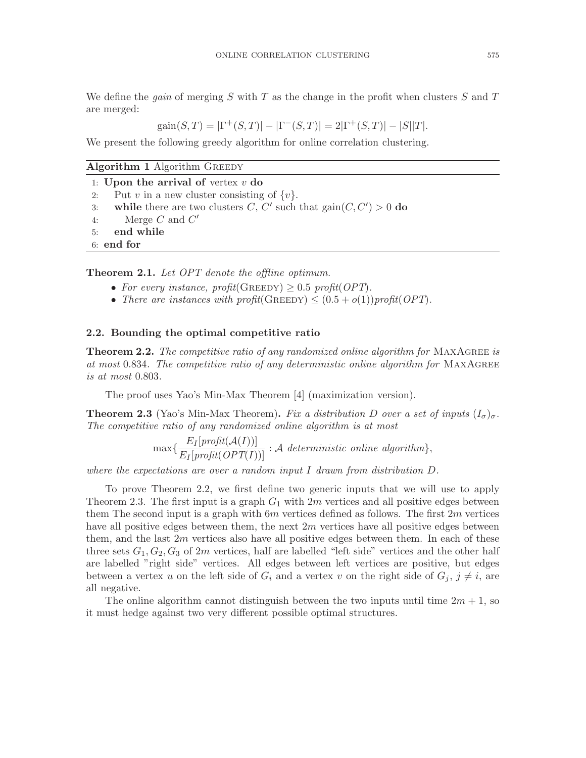We define the *gain* of merging $S$ with $T$ as the change in the profit when clusters $S$ and $T$ are merged:

$$\text{gain}(S,T) = |\Gamma^+(S,T)| - |\Gamma^-(S,T)| = 2|\Gamma^+(S,T)| - |S||T|.$$

We present the following greedy algorithm for online correlation clustering.

**Algorithm 1** Algorithm Greedy

```
1: Upon the arrival of vertex v do
2:    Put v in a new cluster consisting of {v}.
3:    while there are two clusters C, C' such that gain(C, C') > 0 do
4:       Merge C and C'
5:    end while
6: end for
```

**Theorem 2.1.** *Let OPT denote the offline optimum.*

- *For every instance, profit*(Greedy) $\geq 0.5$ *profit*($OPT$).
- *There are instances with profit*(Greedy) $\leq (0.5 + o(1))$*profit*($OPT$).

### 2.2. Bounding the optimal competitive ratio

**Theorem 2.2.** *The competitive ratio of any randomized online algorithm for* MaxAgree *is at most* 0.834*. The competitive ratio of any deterministic online algorithm for* MaxAgree *is at most* 0.803*.*

The proof uses Yao's Min-Max Theorem [4] (maximization version).

**Theorem 2.3** (Yao's Min-Max Theorem)**.** *Fix a distribution $D$ over a set of inputs $(I_\sigma)_\sigma$. The competitive ratio of any randomized online algorithm is at most*

$$\max\{\frac{E_I[\mathit{profit}(\mathcal{A}(I))]}{E_I[\mathit{profit}(OPT(I))]} : \mathcal{A} \text{ deterministic online algorithm}\},$$

*where the expectations are over a random input $I$ drawn from distribution $D$.*

To prove Theorem 2.2, we first define two generic inputs that we will use to apply Theorem 2.3. The first input is a graph $G_1$ with $2m$ vertices and all positive edges between them The second input is a graph with $6m$ vertices defined as follows. The first $2m$ vertices have all positive edges between them, the next $2m$ vertices have all positive edges between them, and the last $2m$ vertices also have all positive edges between them. In each of these three sets $G_1, G_2, G_3$ of $2m$ vertices, half are labelled "left side" vertices and the other half are labelled "right side" vertices. All edges between left vertices are positive, but edges between a vertex $u$ on the left side of $G_i$ and a vertex $v$ on the right side of $G_j$, $j \neq i$, are all negative.

The online algorithm cannot distinguish between the two inputs until time $2m + 1$, so it must hedge against two very different possible optimal structures.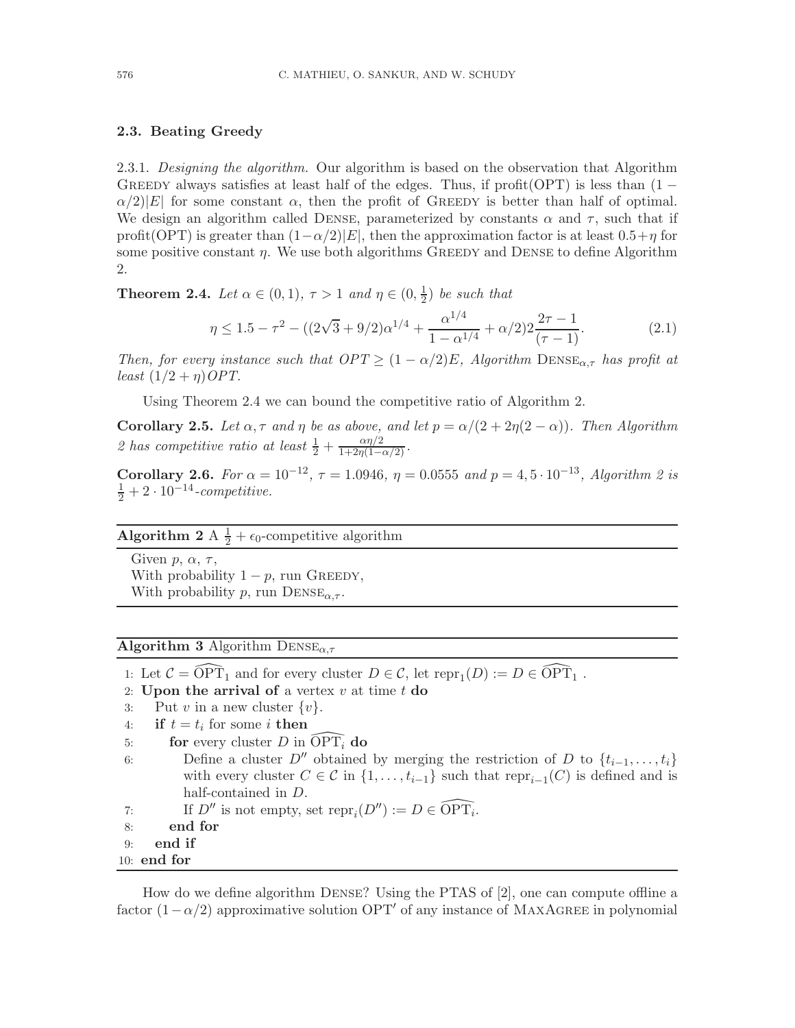### 2.3. Beating Greedy

2.3.1. *Designing the algorithm.* Our algorithm is based on the observation that Algorithm Greedy always satisfies at least half of the edges. Thus, if profit(OPT) is less than $(1 - \alpha/2)|E|$ for some constant $\alpha$, then the profit of Greedy is better than half of optimal. We design an algorithm called Dense, parameterized by constants $\alpha$ and $\tau$, such that if profit(OPT) is greater than $(1-\alpha/2)|E|$, then the approximation factor is at least $0.5+\eta$ for some positive constant $\eta$. We use both algorithms Greedy and Dense to define Algorithm 2.

**Theorem 2.4.** *Let $\alpha \in (0, 1)$, $\tau > 1$ and $\eta \in (0, \frac{1}{2})$ be such that*

$$\eta \leq 1.5 - \tau^2 - ((2\sqrt{3} + 9/2)\alpha^{1/4} + \frac{\alpha^{1/4}}{1 - \alpha^{1/4}} + \alpha/2)2\frac{2\tau - 1}{(\tau - 1)}. \tag{2.1}$$

*Then, for every instance such that $OPT \geq (1 - \alpha/2)E$, Algorithm $\text{Dense}_{\alpha,\tau}$ has profit at least $(1/2 + \eta)OPT$.*

Using Theorem 2.4 we can bound the competitive ratio of Algorithm 2.

**Corollary 2.5.** *Let $\alpha, \tau$ and $\eta$ be as above, and let $p = \alpha/(2 + 2\eta(2 - \alpha))$. Then Algorithm 2 has competitive ratio at least $\frac{1}{2} + \frac{\alpha\eta/2}{1+2\eta(1-\alpha/2)}$.*

**Corollary 2.6.** *For $\alpha = 10^{-12}$, $\tau = 1.0946$, $\eta = 0.0555$ and $p = 4,5 \cdot 10^{-13}$, Algorithm 2 is $\frac{1}{2} + 2 \cdot 10^{-14}$-competitive.*

---

**Algorithm 2** A $\frac{1}{2} + \epsilon_0$-competitive algorithm

---

Given $p$, $\alpha$, $\tau$,
With probability $1 - p$, run Greedy,
With probability $p$, run $\text{Dense}_{\alpha,\tau}$.

---

**Algorithm 3** Algorithm $\text{Dense}_{\alpha,\tau}$

---

```
1: Let C = OPT^_1 and for every cluster D ∈ C, let repr_1(D) := D ∈ OPT^_1 .
2: Upon the arrival of a vertex v at time t do
3:    Put v in a new cluster {v}.
4:    if t = t_i for some i then
5:       for every cluster D in OPT^_i do
6:          Define a cluster D'' obtained by merging the restriction of D to {t_{i-1}, ..., t_i}
            with every cluster C ∈ C in {1, ..., t_{i-1}} such that repr_{i-1}(C) is defined and is
            half-contained in D.
7:          If D'' is not empty, set repr_i(D'') := D ∈ OPT^_i.
8:       end for
9:    end if
10: end for
```

---

How do we define algorithm Dense? Using the PTAS of [2], one can compute offline a factor $(1-\alpha/2)$ approximative solution $\text{OPT}'$ of any instance of MaxAgree in polynomial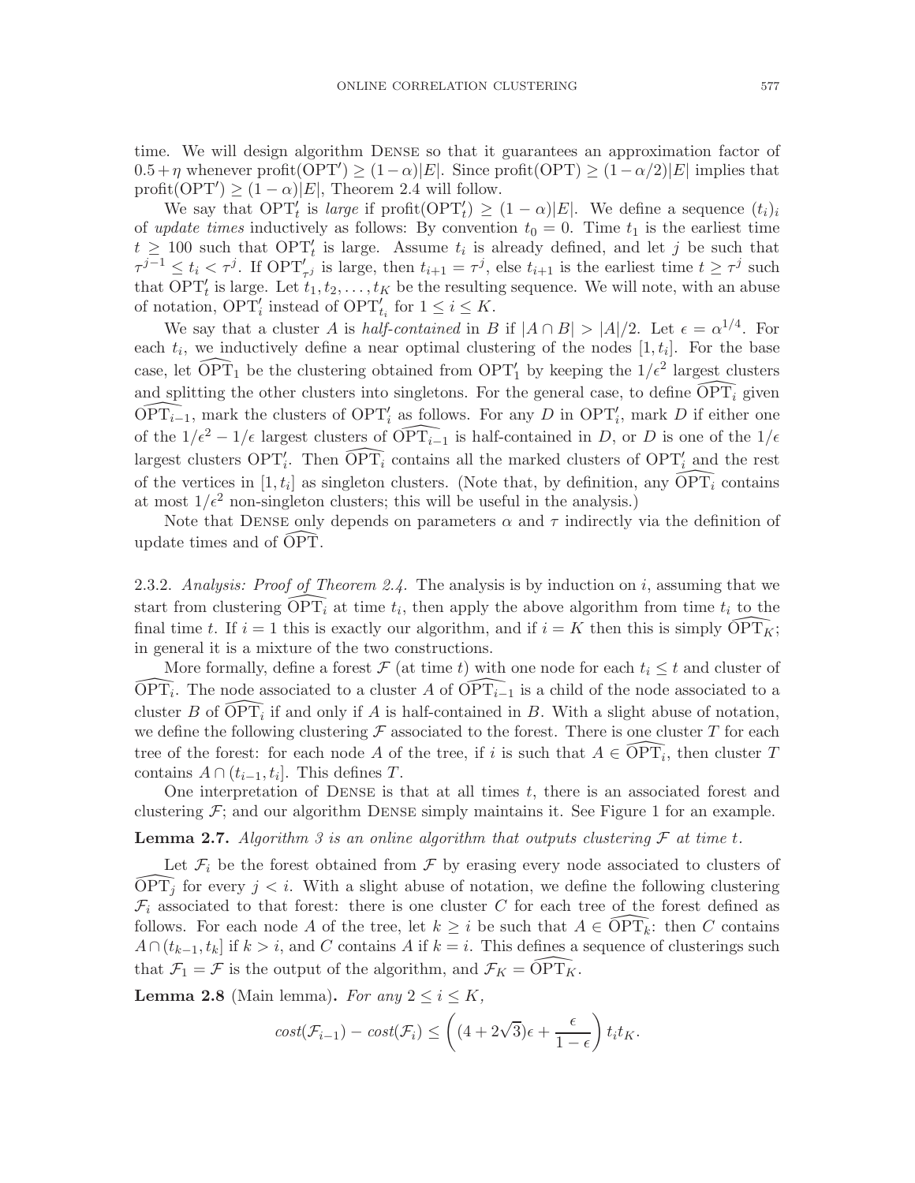time. We will design algorithm Dense so that it guarantees an approximation factor of $0.5+\eta$ whenever $\text{profit}(\text{OPT}') \geq (1-\alpha)|E|$. Since $\text{profit}(\text{OPT}) \geq (1-\alpha/2)|E|$ implies that $\text{profit}(\text{OPT}') \geq (1-\alpha)|E|$, Theorem 2.4 will follow.

We say that $\text{OPT}'_t$ is *large* if $\text{profit}(\text{OPT}'_t) \geq (1-\alpha)|E|$. We define a sequence $(t_i)_i$ of *update times* inductively as follows: By convention $t_0 = 0$. Time $t_1$ is the earliest time $t \geq 100$ such that $\text{OPT}'_t$ is large. Assume $t_i$ is already defined, and let $j$ be such that $\tau^{j-1} \leq t_i < \tau^j$. If $\text{OPT}'_{\tau^j}$ is large, then $t_{i+1} = \tau^j$, else $t_{i+1}$ is the earliest time $t \geq \tau^j$ such that $\text{OPT}'_t$ is large. Let $t_1, t_2, \ldots, t_K$ be the resulting sequence. We will note, with an abuse of notation, $\text{OPT}'_i$ instead of $\text{OPT}'_{t_i}$ for $1 \leq i \leq K$.

We say that a cluster $A$ is *half-contained* in $B$ if $|A \cap B| > |A|/2$. Let $\epsilon = \alpha^{1/4}$. For each $t_i$, we inductively define a near optimal clustering of the nodes $[1, t_i]$. For the base case, let $\widehat{\text{OPT}}_1$ be the clustering obtained from $\text{OPT}'_1$ by keeping the $1/\epsilon^2$ largest clusters and splitting the other clusters into singletons. For the general case, to define $\widehat{\text{OPT}}_i$ given $\widehat{\text{OPT}}_{i-1}$, mark the clusters of $\text{OPT}'_i$ as follows. For any $D$ in $\text{OPT}'_i$, mark $D$ if either one of the $1/\epsilon^2 - 1/\epsilon$ largest clusters of $\widehat{\text{OPT}}_{i-1}$ is half-contained in $D$, or $D$ is one of the $1/\epsilon$ largest clusters $\text{OPT}'_i$. Then $\widehat{\text{OPT}}_i$ contains all the marked clusters of $\text{OPT}'_i$ and the rest of the vertices in $[1, t_i]$ as singleton clusters. (Note that, by definition, any $\widehat{\text{OPT}}_i$ contains at most $1/\epsilon^2$ non-singleton clusters; this will be useful in the analysis.)

Note that Dense only depends on parameters $\alpha$ and $\tau$ indirectly via the definition of update times and of $\widehat{\text{OPT}}$.

2.3.2. *Analysis: Proof of Theorem 2.4.* The analysis is by induction on $i$, assuming that we start from clustering $\widehat{\text{OPT}}_i$ at time $t_i$, then apply the above algorithm from time $t_i$ to the final time $t$. If $i = 1$ this is exactly our algorithm, and if $i = K$ then this is simply $\widehat{\text{OPT}}_K$; in general it is a mixture of the two constructions.

More formally, define a forest $\mathcal{F}$ (at time $t$) with one node for each $t_i \leq t$ and cluster of $\widehat{\text{OPT}}_i$. The node associated to a cluster $A$ of $\widehat{\text{OPT}}_{i-1}$ is a child of the node associated to a cluster $B$ of $\widehat{\text{OPT}}_i$ if and only if $A$ is half-contained in $B$. With a slight abuse of notation, we define the following clustering $\mathcal{F}$ associated to the forest. There is one cluster $T$ for each tree of the forest: for each node $A$ of the tree, if $i$ is such that $A \in \widehat{\text{OPT}}_i$, then cluster $T$ contains $A \cap (t_{i-1}, t_i]$. This defines $T$.

One interpretation of Dense is that at all times $t$, there is an associated forest and clustering $\mathcal{F}$; and our algorithm Dense simply maintains it. See Figure 1 for an example.

**Lemma 2.7.** *Algorithm 3 is an online algorithm that outputs clustering $\mathcal{F}$ at time $t$.*

Let $\mathcal{F}_i$ be the forest obtained from $\mathcal{F}$ by erasing every node associated to clusters of $\widehat{\text{OPT}}_j$ for every $j < i$. With a slight abuse of notation, we define the following clustering $\mathcal{F}_i$ associated to that forest: there is one cluster $C$ for each tree of the forest defined as follows. For each node $A$ of the tree, let $k \geq i$ be such that $A \in \widehat{\text{OPT}}_k$: then $C$ contains $A \cap (t_{k-1}, t_k]$ if $k > i$, and $C$ contains $A$ if $k = i$. This defines a sequence of clusterings such that $\mathcal{F}_1 = \mathcal{F}$ is the output of the algorithm, and $\mathcal{F}_K = \widehat{\text{OPT}}_K$.

**Lemma 2.8** (Main lemma)**.** *For any $2 \leq i \leq K$,*

$$cost(\mathcal{F}_{i-1}) - cost(\mathcal{F}_i) \leq \left( (4 + 2\sqrt{3})\epsilon + \frac{\epsilon}{1-\epsilon} \right) t_i t_K.$$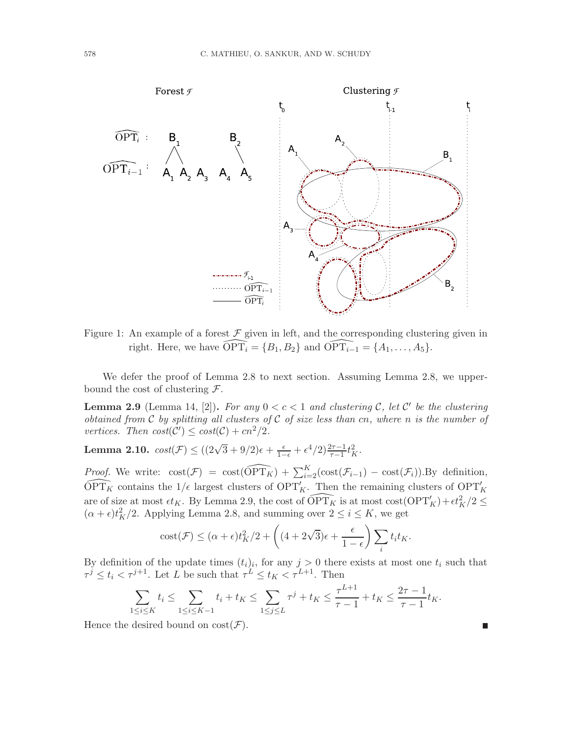Figure 1: An example of a forest $\mathcal{F}$ given in left, and the corresponding clustering given in right. Here, we have $\widehat{\mathrm{OPT}_i} = \{B_1, B_2\}$ and $\widehat{\mathrm{OPT}_{i-1}} = \{A_1, \ldots, A_5\}$.

We defer the proof of Lemma 2.8 to next section. Assuming Lemma 2.8, we upper-bound the cost of clustering $\mathcal{F}$.

**Lemma 2.9** (Lemma 14, [2])**.** *For any $0 < c < 1$ and clustering $\mathcal{C}$, let $\mathcal{C}'$ be the clustering obtained from $\mathcal{C}$ by splitting all clusters of $\mathcal{C}$ of size less than $cn$, where $n$ is the number of vertices. Then $cost(\mathcal{C}') \leq cost(\mathcal{C}) + cn^2/2$.*

**Lemma 2.10.** $cost(\mathcal{F}) \leq ((2\sqrt{3} + 9/2)\epsilon + \frac{\epsilon}{1-\epsilon} + \epsilon^4/2)\frac{2\tau-1}{\tau-1}t_K^2$.

*Proof.* We write: $\mathrm{cost}(\mathcal{F}) = \mathrm{cost}(\widehat{\mathrm{OPT}_K}) + \sum_{i=2}^{K}(\mathrm{cost}(\mathcal{F}_{i-1}) - \mathrm{cost}(\mathcal{F}_i))$.By definition, $\widehat{\mathrm{OPT}_K}$ contains the $1/\epsilon$ largest clusters of $\mathrm{OPT}'_K$. Then the remaining clusters of $\mathrm{OPT}'_K$ are of size at most $\epsilon t_K$. By Lemma 2.9, the cost of $\widehat{\mathrm{OPT}_K}$ is at most $\mathrm{cost}(\mathrm{OPT}'_K) + \epsilon t_K^2/2 \leq (\alpha + \epsilon)t_K^2/2$. Applying Lemma 2.8, and summing over $2 \leq i \leq K$, we get

$$\mathrm{cost}(\mathcal{F}) \leq (\alpha + \epsilon)t_K^2/2 + \left((4 + 2\sqrt{3})\epsilon + \frac{\epsilon}{1-\epsilon}\right)\sum_i t_i t_K.$$

By definition of the update times $(t_i)_i$, for any $j > 0$ there exists at most one $t_i$ such that $\tau^j \leq t_i < \tau^{j+1}$. Let $L$ be such that $\tau^L \leq t_K < \tau^{L+1}$. Then

$$\sum_{1\leq i\leq K} t_i \leq \sum_{1\leq i\leq K-1} t_i + t_K \leq \sum_{1\leq j\leq L} \tau^j + t_K \leq \frac{\tau^{L+1}}{\tau-1} + t_K \leq \frac{2\tau-1}{\tau-1}t_K.$$

Hence the desired bound on $\mathrm{cost}(\mathcal{F})$. ∎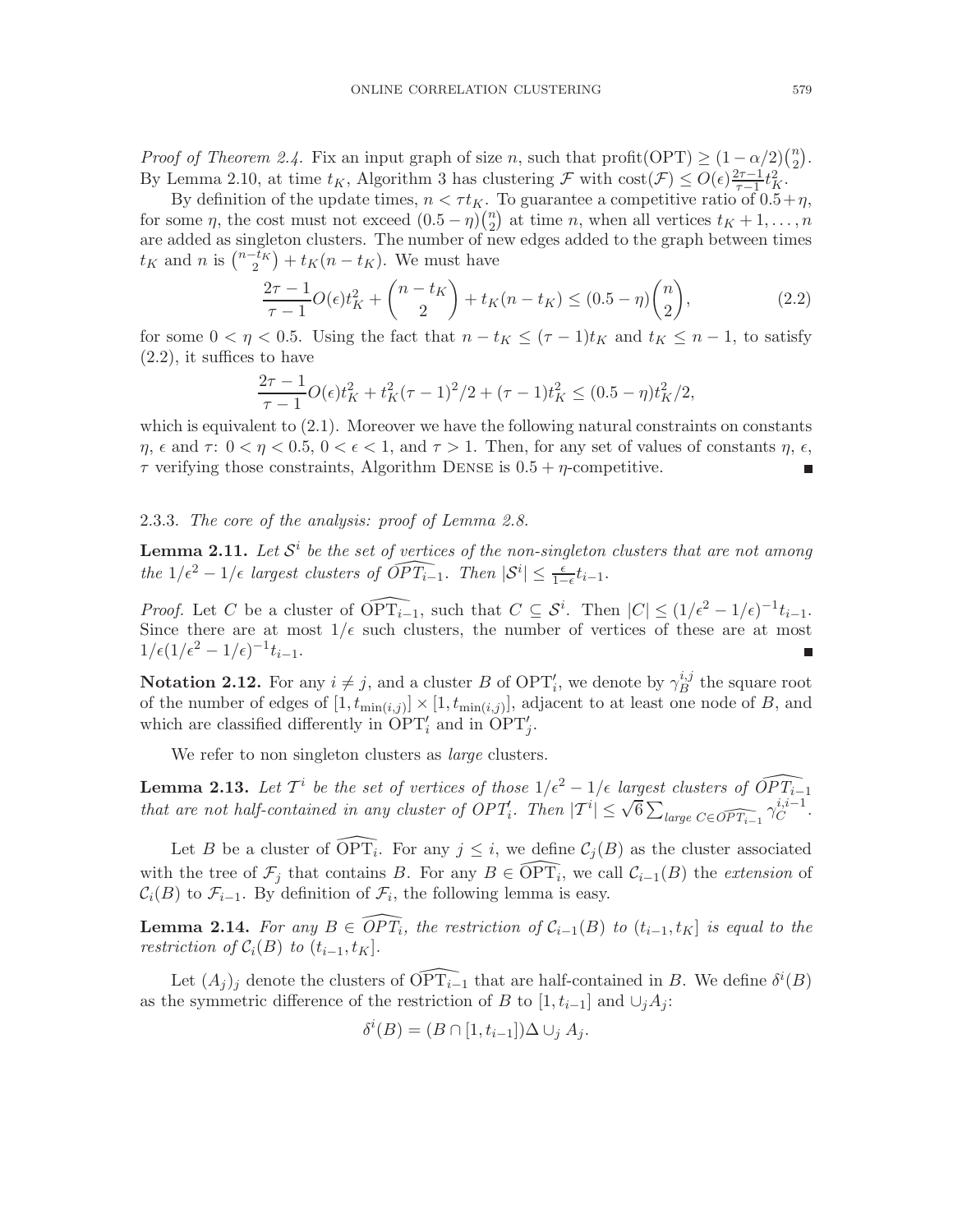*Proof of Theorem 2.4.* Fix an input graph of size $n$, such that $\text{profit}(\text{OPT}) \geq (1-\alpha/2)\binom{n}{2}$. By Lemma 2.10, at time $t_K$, Algorithm 3 has clustering $\mathcal{F}$ with $\text{cost}(\mathcal{F}) \leq O(\epsilon)\frac{2\tau-1}{\tau-1}t_K^2$.

By definition of the update times, $n < \tau t_K$. To guarantee a competitive ratio of $0.5+\eta$, for some $\eta$, the cost must not exceed $(0.5-\eta)\binom{n}{2}$ at time $n$, when all vertices $t_K+1,\ldots,n$ are added as singleton clusters. The number of new edges added to the graph between times $t_K$ and $n$ is $\binom{n-t_K}{2} + t_K(n-t_K)$. We must have

$$\frac{2\tau-1}{\tau-1}O(\epsilon)t_K^2 + \binom{n-t_K}{2} + t_K(n-t_K) \leq (0.5-\eta)\binom{n}{2}, \tag{2.2}$$

for some $0 < \eta < 0.5$. Using the fact that $n - t_K \leq (\tau-1)t_K$ and $t_K \leq n-1$, to satisfy (2.2), it suffices to have

$$\frac{2\tau-1}{\tau-1}O(\epsilon)t_K^2 + t_K^2(\tau-1)^2/2 + (\tau-1)t_K^2 \leq (0.5-\eta)t_K^2/2,$$

which is equivalent to (2.1). Moreover we have the following natural constraints on constants $\eta$, $\epsilon$ and $\tau$: $0 < \eta < 0.5$, $0 < \epsilon < 1$, and $\tau > 1$. Then, for any set of values of constants $\eta$, $\epsilon$, $\tau$ verifying those constraints, Algorithm Dense is $0.5+\eta$-competitive. ∎

### 2.3.3. *The core of the analysis: proof of Lemma 2.8.*

**Lemma 2.11.** *Let $\mathcal{S}^i$ be the set of vertices of the non-singleton clusters that are not among the $1/\epsilon^2 - 1/\epsilon$ largest clusters of $\widehat{OPT_{i-1}}$. Then $|\mathcal{S}^i| \leq \frac{\epsilon}{1-\epsilon}t_{i-1}$.*

*Proof.* Let $C$ be a cluster of $\widehat{\text{OPT}_{i-1}}$, such that $C \subseteq \mathcal{S}^i$. Then $|C| \leq (1/\epsilon^2 - 1/\epsilon)^{-1}t_{i-1}$. Since there are at most $1/\epsilon$ such clusters, the number of vertices of these are at most $1/\epsilon(1/\epsilon^2 - 1/\epsilon)^{-1}t_{i-1}$. ∎

**Notation 2.12.** For any $i \neq j$, and a cluster $B$ of $\text{OPT}'_i$, we denote by $\gamma_B^{i,j}$ the square root of the number of edges of $[1, t_{\min(i,j)}] \times [1, t_{\min(i,j)}]$, adjacent to at least one node of $B$, and which are classified differently in $\text{OPT}'_i$ and in $\text{OPT}'_j$.

We refer to non singleton clusters as *large* clusters.

**Lemma 2.13.** *Let $\mathcal{T}^i$ be the set of vertices of those $1/\epsilon^2 - 1/\epsilon$ largest clusters of $\widehat{OPT_{i-1}}$ that are not half-contained in any cluster of $OPT'_i$. Then $|\mathcal{T}^i| \leq \sqrt{6}\sum_{large\ C \in \widehat{OPT_{i-1}}} \gamma_C^{i,i-1}$.*

Let $B$ be a cluster of $\widehat{\text{OPT}_i}$. For any $j \leq i$, we define $\mathcal{C}_j(B)$ as the cluster associated with the tree of $\mathcal{F}_j$ that contains $B$. For any $B \in \widehat{\text{OPT}_i}$, we call $\mathcal{C}_{i-1}(B)$ the *extension* of $\mathcal{C}_i(B)$ to $\mathcal{F}_{i-1}$. By definition of $\mathcal{F}_i$, the following lemma is easy.

**Lemma 2.14.** *For any $B \in \widehat{OPT_i}$, the restriction of $\mathcal{C}_{i-1}(B)$ to $(t_{i-1}, t_K]$ is equal to the restriction of $\mathcal{C}_i(B)$ to $(t_{i-1}, t_K]$.*

Let $(A_j)_j$ denote the clusters of $\widehat{\text{OPT}_{i-1}}$ that are half-contained in $B$. We define $\delta^i(B)$ as the symmetric difference of the restriction of $B$ to $[1, t_{i-1}]$ and $\cup_j A_j$:

$$\delta^i(B) = (B \cap [1, t_{i-1}])\Delta \cup_j A_j.$$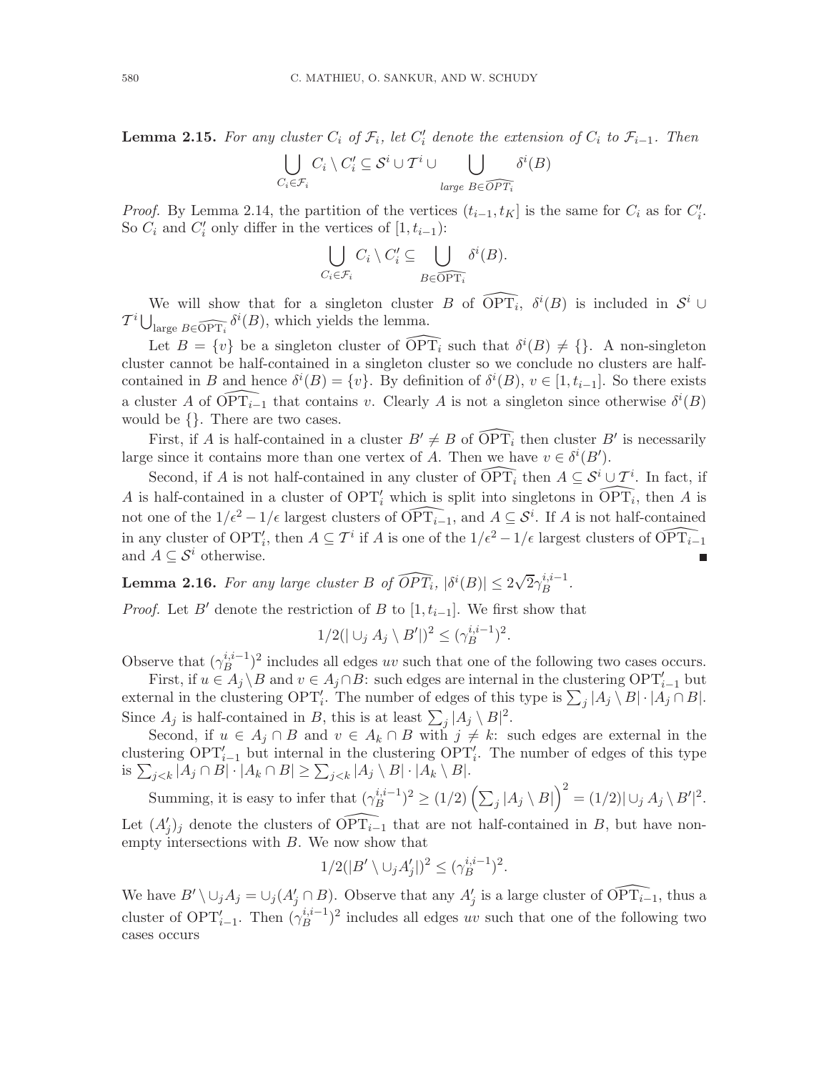**Lemma 2.15.** *For any cluster $C_i$ of $\mathcal{F}_i$, let $C_i'$ denote the extension of $C_i$ to $\mathcal{F}_{i-1}$. Then*

$$\bigcup_{C_i \in \mathcal{F}_i} C_i \setminus C_i' \subseteq \mathcal{S}^i \cup \mathcal{T}^i \cup \bigcup_{\text{large } B \in \widehat{OPT_i}} \delta^i(B)$$

*Proof.* By Lemma 2.14, the partition of the vertices $(t_{i-1}, t_K]$ is the same for $C_i$ as for $C_i'$. So $C_i$ and $C_i'$ only differ in the vertices of $[1, t_{i-1})$:

$$\bigcup_{C_i \in \mathcal{F}_i} C_i \setminus C_i' \subseteq \bigcup_{B \in \widehat{\mathrm{OPT}_i}} \delta^i(B).$$

We will show that for a singleton cluster $B$ of $\widehat{\mathrm{OPT}}_i$, $\delta^i(B)$ is included in $\mathcal{S}^i \cup \mathcal{T}^i \bigcup_{\text{large } B \in \widehat{\mathrm{OPT}_i}} \delta^i(B)$, which yields the lemma.

Let $B = \{v\}$ be a singleton cluster of $\widehat{\mathrm{OPT}_i}$ such that $\delta^i(B) \neq \{\}$. A non-singleton cluster cannot be half-contained in a singleton cluster so we conclude no clusters are half-contained in $B$ and hence $\delta^i(B) = \{v\}$. By definition of $\delta^i(B)$, $v \in [1, t_{i-1}]$. So there exists a cluster $A$ of $\widehat{\mathrm{OPT}_{i-1}}$ that contains $v$. Clearly $A$ is not a singleton since otherwise $\delta^i(B)$ would be $\{\}$. There are two cases.

First, if $A$ is half-contained in a cluster $B' \neq B$ of $\widehat{\mathrm{OPT}}_i$ then cluster $B'$ is necessarily large since it contains more than one vertex of $A$. Then we have $v \in \delta^i(B')$.

Second, if $A$ is not half-contained in any cluster of $\widehat{\mathrm{OPT}}_i$ then $A \subseteq \mathcal{S}^i \cup \mathcal{T}^i$. In fact, if $A$ is half-contained in a cluster of $\mathrm{OPT}_i'$ which is split into singletons in $\widehat{\mathrm{OPT}}_i$, then $A$ is not one of the $1/\epsilon^2 - 1/\epsilon$ largest clusters of $\widehat{\mathrm{OPT}_{i-1}}$, and $A \subseteq \mathcal{S}^i$. If $A$ is not half-contained in any cluster of $\mathrm{OPT}_i'$, then $A \subseteq \mathcal{T}^i$ if $A$ is one of the $1/\epsilon^2 - 1/\epsilon$ largest clusters of $\widehat{\mathrm{OPT}_{i-1}}$ and $A \subseteq \mathcal{S}^i$ otherwise. ∎

**Lemma 2.16.** *For any large cluster $B$ of $\widehat{OPT_i}$, $|\delta^i(B)| \leq 2\sqrt{2}\gamma_B^{i,i-1}$.*

*Proof.* Let $B'$ denote the restriction of $B$ to $[1, t_{i-1}]$. We first show that

$$1/2(|\cup_j A_j \setminus B'|)^2 \leq (\gamma_B^{i,i-1})^2.$$

Observe that $(\gamma_B^{i,i-1})^2$ includes all edges $uv$ such that one of the following two cases occurs.

First, if $u \in A_j \setminus B$ and $v \in A_j \cap B$: such edges are internal in the clustering $\mathrm{OPT}_{i-1}'$ but external in the clustering $\mathrm{OPT}_i'$. The number of edges of this type is $\sum_j |A_j \setminus B| \cdot |A_j \cap B|$. Since $A_j$ is half-contained in $B$, this is at least $\sum_j |A_j \setminus B|^2$.

Second, if $u \in A_j \cap B$ and $v \in A_k \cap B$ with $j \neq k$: such edges are external in the clustering $\mathrm{OPT}_{i-1}'$ but internal in the clustering $\mathrm{OPT}_i'$. The number of edges of this type is $\sum_{j<k} |A_j \cap B| \cdot |A_k \cap B| \geq \sum_{j<k} |A_j \setminus B| \cdot |A_k \setminus B|$.

Summing, it is easy to infer that $(\gamma_B^{i,i-1})^2 \geq (1/2)\left(\sum_j |A_j \setminus B|\right)^2 = (1/2)|\cup_j A_j \setminus B'|^2$. Let $(A_j')_j$ denote the clusters of $\widehat{\mathrm{OPT}_{i-1}}$ that are not half-contained in $B$, but have non-empty intersections with $B$. We now show that

$$1/2(|B' \setminus \cup_j A_j'|)^2 \leq (\gamma_B^{i,i-1})^2.$$

We have $B' \setminus \cup_j A_j = \cup_j (A_j' \cap B)$. Observe that any $A_j'$ is a large cluster of $\widehat{\mathrm{OPT}_{i-1}}$, thus a cluster of $\mathrm{OPT}_{i-1}'$. Then $(\gamma_B^{i,i-1})^2$ includes all edges $uv$ such that one of the following two cases occurs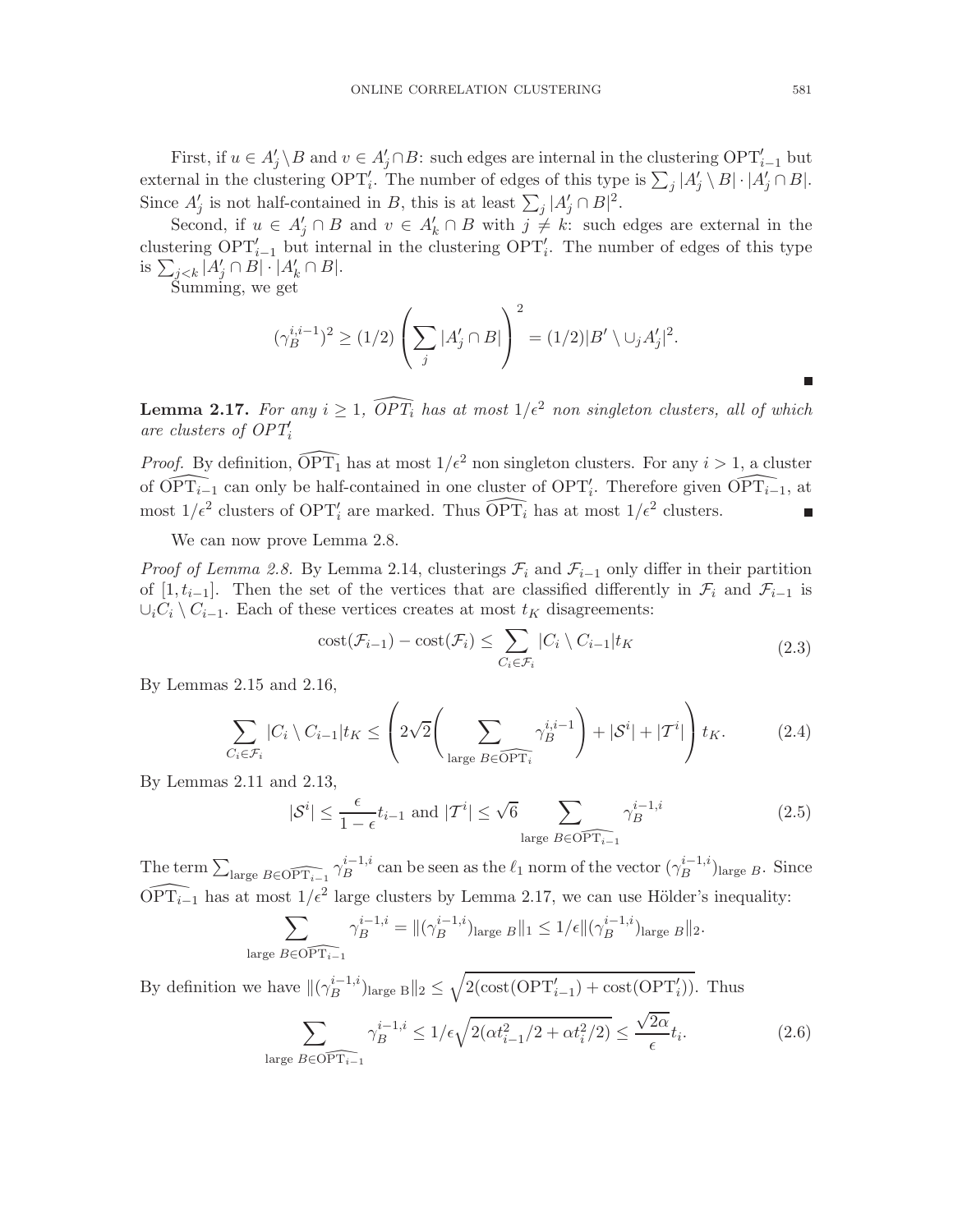First, if $u \in A'_j \setminus B$ and $v \in A'_j \cap B$: such edges are internal in the clustering $\mathrm{OPT}'_{i-1}$ but external in the clustering $\mathrm{OPT}'_i$. The number of edges of this type is $\sum_j |A'_j \setminus B| \cdot |A'_j \cap B|$. Since $A'_j$ is not half-contained in $B$, this is at least $\sum_j |A'_j \cap B|^2$.

Second, if $u \in A'_j \cap B$ and $v \in A'_k \cap B$ with $j \neq k$: such edges are external in the clustering $\mathrm{OPT}'_{i-1}$ but internal in the clustering $\mathrm{OPT}'_i$. The number of edges of this type is $\sum_{j<k} |A'_j \cap B| \cdot |A'_k \cap B|$.

Summing, we get

$$(\gamma_B^{i,i-1})^2 \geq (1/2) \left( \sum_j |A'_j \cap B| \right)^2 = (1/2)|B' \setminus \cup_j A'_j|^2.$$

∎

**Lemma 2.17.** *For any $i \geq 1$, $\widehat{OPT_i}$ has at most $1/\epsilon^2$ non singleton clusters, all of which are clusters of $OPT'_i$*

*Proof.* By definition, $\widehat{\mathrm{OPT}_1}$ has at most $1/\epsilon^2$ non singleton clusters. For any $i > 1$, a cluster of $\widehat{\mathrm{OPT}_{i-1}}$ can only be half-contained in one cluster of $\mathrm{OPT}'_i$. Therefore given $\widehat{\mathrm{OPT}_{i-1}}$, at most $1/\epsilon^2$ clusters of $\mathrm{OPT}'_i$ are marked. Thus $\widehat{\mathrm{OPT}_i}$ has at most $1/\epsilon^2$ clusters. ∎

We can now prove Lemma 2.8.

*Proof of Lemma 2.8.* By Lemma 2.14, clusterings $\mathcal{F}_i$ and $\mathcal{F}_{i-1}$ only differ in their partition of $[1, t_{i-1}]$. Then the set of the vertices that are classified differently in $\mathcal{F}_i$ and $\mathcal{F}_{i-1}$ is $\cup_i C_i \setminus C_{i-1}$. Each of these vertices creates at most $t_K$ disagreements:

$$\mathrm{cost}(\mathcal{F}_{i-1}) - \mathrm{cost}(\mathcal{F}_i) \leq \sum_{C_i \in \mathcal{F}_i} |C_i \setminus C_{i-1}| t_K \tag{2.3}$$

By Lemmas 2.15 and 2.16,

$$\sum_{C_i \in \mathcal{F}_i} |C_i \setminus C_{i-1}| t_K \leq \left( 2\sqrt{2} \left( \sum_{\text{large } B \in \widehat{\mathrm{OPT}_i}} \gamma_B^{i,i-1} \right) + |\mathcal{S}^i| + |\mathcal{T}^i| \right) t_K. \tag{2.4}$$

By Lemmas 2.11 and 2.13,

$$|\mathcal{S}^i| \leq \frac{\epsilon}{1-\epsilon} t_{i-1} \text{ and } |\mathcal{T}^i| \leq \sqrt{6} \sum_{\text{large } B \in \widehat{\mathrm{OPT}_{i-1}}} \gamma_B^{i-1,i} \tag{2.5}$$

The term $\sum_{\text{large } B \in \widehat{\mathrm{OPT}_{i-1}}} \gamma_B^{i-1,i}$ can be seen as the $\ell_1$ norm of the vector $(\gamma_B^{i-1,i})_{\text{large } B}$. Since $\widehat{\mathrm{OPT}_{i-1}}$ has at most $1/\epsilon^2$ large clusters by Lemma 2.17, we can use Hölder's inequality:

$$\sum_{\text{large } B \in \widehat{\mathrm{OPT}_{i-1}}} \gamma_B^{i-1,i} = \|(\gamma_B^{i-1,i})_{\text{large } B}\|_1 \leq 1/\epsilon \|(\gamma_B^{i-1,i})_{\text{large } B}\|_2.$$

By definition we have $\|(\gamma_B^{i-1,i})_{\text{large B}}\|_2 \leq \sqrt{2(\mathrm{cost}(\mathrm{OPT}'_{i-1}) + \mathrm{cost}(\mathrm{OPT}'_i))}$. Thus

$$\sum_{\text{large } B \in \widehat{\mathrm{OPT}_{i-1}}} \gamma_B^{i-1,i} \leq 1/\epsilon \sqrt{2(\alpha t_{i-1}^2/2 + \alpha t_i^2/2)} \leq \frac{\sqrt{2\alpha}}{\epsilon} t_i. \tag{2.6}$$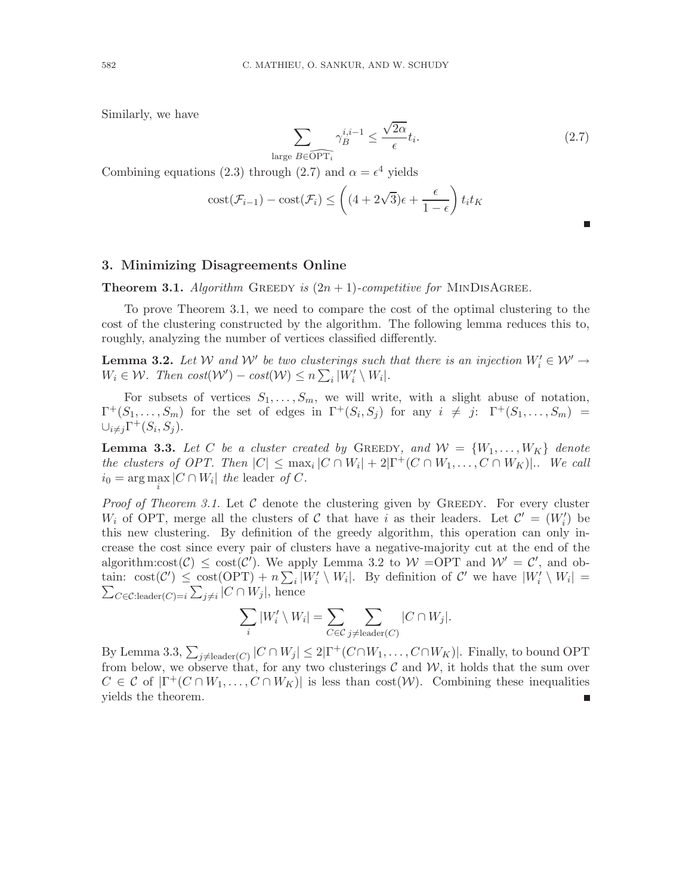Similarly, we have

$$\sum_{\text{large } B \in \widehat{\mathrm{OPT}_i}} \gamma_B^{i,i-1} \leq \frac{\sqrt{2\alpha}}{\epsilon} t_i. \tag{2.7}$$

Combining equations (2.3) through (2.7) and $\alpha = \epsilon^4$ yields

$$\mathrm{cost}(\mathcal{F}_{i-1}) - \mathrm{cost}(\mathcal{F}_i) \leq \left( (4 + 2\sqrt{3})\epsilon + \frac{\epsilon}{1-\epsilon} \right) t_i t_K$$

∎

## 3. Minimizing Disagreements Online

**Theorem 3.1.** *Algorithm* Greedy *is* $(2n+1)$*-competitive for* MinDisAgree.

To prove Theorem 3.1, we need to compare the cost of the optimal clustering to the cost of the clustering constructed by the algorithm. The following lemma reduces this to, roughly, analyzing the number of vertices classified differently.

**Lemma 3.2.** *Let* $\mathcal{W}$ *and* $\mathcal{W}'$ *be two clusterings such that there is an injection* $W_i' \in \mathcal{W}' \to W_i \in \mathcal{W}$*. Then* $cost(\mathcal{W}') - cost(\mathcal{W}) \leq n \sum_i |W_i' \setminus W_i|$.

For subsets of vertices $S_1, \ldots, S_m$, we will write, with a slight abuse of notation, $\Gamma^+(S_1, \ldots, S_m)$ for the set of edges in $\Gamma^+(S_i, S_j)$ for any $i \neq j$: $\Gamma^+(S_1, \ldots, S_m) = \cup_{i \neq j} \Gamma^+(S_i, S_j)$.

**Lemma 3.3.** *Let* $C$ *be a cluster created by* Greedy*, and* $\mathcal{W} = \{W_1, \ldots, W_K\}$ *denote the clusters of OPT. Then* $|C| \leq \max_i |C \cap W_i| + 2|\Gamma^+(C \cap W_1, \ldots, C \cap W_K)|$.. *We call* $i_0 = \arg\max_i |C \cap W_i|$ *the* leader *of* $C$.

*Proof of Theorem 3.1.* Let $\mathcal{C}$ denote the clustering given by Greedy. For every cluster $W_i$ of OPT, merge all the clusters of $\mathcal{C}$ that have $i$ as their leaders. Let $\mathcal{C}' = (W_i')$ be this new clustering. By definition of the greedy algorithm, this operation can only increase the cost since every pair of clusters have a negative-majority cut at the end of the algorithm:$\mathrm{cost}(\mathcal{C}) \leq \mathrm{cost}(\mathcal{C}')$. We apply Lemma 3.2 to $\mathcal{W}$ =OPT and $\mathcal{W}' = \mathcal{C}'$, and obtain: $\mathrm{cost}(\mathcal{C}') \leq \mathrm{cost}(\mathrm{OPT}) + n \sum_i |W_i' \setminus W_i|$. By definition of $\mathcal{C}'$ we have $|W_i' \setminus W_i| = \sum_{C \in \mathcal{C}: \mathrm{leader}(C) = i} \sum_{j \neq i} |C \cap W_j|$, hence

$$\sum_i |W_i' \setminus W_i| = \sum_{C \in \mathcal{C}} \sum_{j \neq \mathrm{leader}(C)} |C \cap W_j|.$$

By Lemma 3.3, $\sum_{j \neq \mathrm{leader}(C)} |C \cap W_j| \leq 2|\Gamma^+(C \cap W_1, \ldots, C \cap W_K)|$. Finally, to bound OPT from below, we observe that, for any two clusterings $\mathcal{C}$ and $\mathcal{W}$, it holds that the sum over $C \in \mathcal{C}$ of $|\Gamma^+(C \cap W_1, \ldots, C \cap W_K)|$ is less than $\mathrm{cost}(\mathcal{W})$. Combining these inequalities yields the theorem. ∎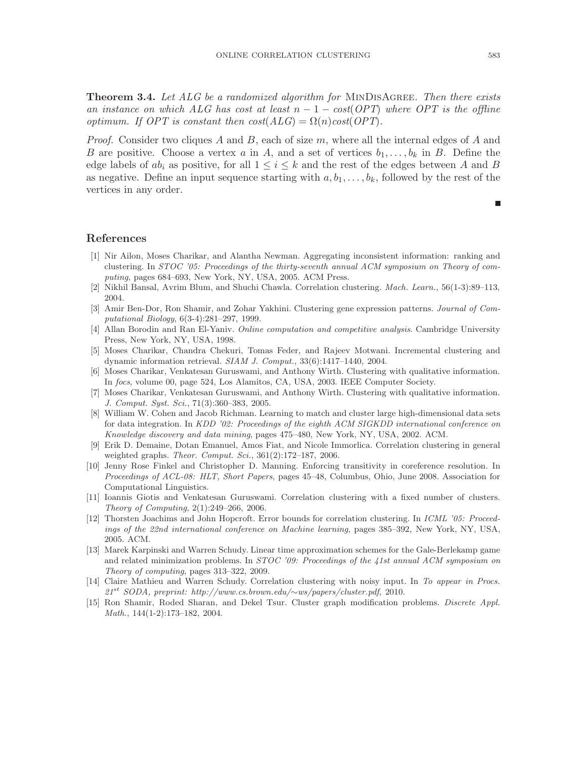**Theorem 3.4.** *Let ALG be a randomized algorithm for* MinDisAgree*. Then there exists an instance on which ALG has cost at least $n - 1 - cost(OPT)$ where OPT is the offline optimum. If OPT is constant then $cost(ALG) = \Omega(n) cost(OPT)$.*

*Proof.* Consider two cliques $A$ and $B$, each of size $m$, where all the internal edges of $A$ and $B$ are positive. Choose a vertex $a$ in $A$, and a set of vertices $b_1, \ldots, b_k$ in $B$. Define the edge labels of $ab_i$ as positive, for all $1 \leq i \leq k$ and the rest of the edges between $A$ and $B$ as negative. Define an input sequence starting with $a, b_1, \ldots, b_k$, followed by the rest of the vertices in any order.

∎

## References

[1] Nir Ailon, Moses Charikar, and Alantha Newman. Aggregating inconsistent information: ranking and clustering. In *STOC '05: Proceedings of the thirty-seventh annual ACM symposium on Theory of computing*, pages 684–693, New York, NY, USA, 2005. ACM Press.

[2] Nikhil Bansal, Avrim Blum, and Shuchi Chawla. Correlation clustering. *Mach. Learn.*, 56(1-3):89–113, 2004.

[3] Amir Ben-Dor, Ron Shamir, and Zohar Yakhini. Clustering gene expression patterns. *Journal of Computational Biology*, 6(3-4):281–297, 1999.

[4] Allan Borodin and Ran El-Yaniv. *Online computation and competitive analysis*. Cambridge University Press, New York, NY, USA, 1998.

[5] Moses Charikar, Chandra Chekuri, Tomas Feder, and Rajeev Motwani. Incremental clustering and dynamic information retrieval. *SIAM J. Comput.*, 33(6):1417–1440, 2004.

[6] Moses Charikar, Venkatesan Guruswami, and Anthony Wirth. Clustering with qualitative information. In *focs*, volume 00, page 524, Los Alamitos, CA, USA, 2003. IEEE Computer Society.

[7] Moses Charikar, Venkatesan Guruswami, and Anthony Wirth. Clustering with qualitative information. *J. Comput. Syst. Sci.*, 71(3):360–383, 2005.

[8] William W. Cohen and Jacob Richman. Learning to match and cluster large high-dimensional data sets for data integration. In *KDD '02: Proceedings of the eighth ACM SIGKDD international conference on Knowledge discovery and data mining*, pages 475–480, New York, NY, USA, 2002. ACM.

[9] Erik D. Demaine, Dotan Emanuel, Amos Fiat, and Nicole Immorlica. Correlation clustering in general weighted graphs. *Theor. Comput. Sci.*, 361(2):172–187, 2006.

[10] Jenny Rose Finkel and Christopher D. Manning. Enforcing transitivity in coreference resolution. In *Proceedings of ACL-08: HLT, Short Papers*, pages 45–48, Columbus, Ohio, June 2008. Association for Computational Linguistics.

[11] Ioannis Giotis and Venkatesan Guruswami. Correlation clustering with a fixed number of clusters. *Theory of Computing*, 2(1):249–266, 2006.

[12] Thorsten Joachims and John Hopcroft. Error bounds for correlation clustering. In *ICML '05: Proceedings of the 22nd international conference on Machine learning*, pages 385–392, New York, NY, USA, 2005. ACM.

[13] Marek Karpinski and Warren Schudy. Linear time approximation schemes for the Gale-Berlekamp game and related minimization problems. In *STOC '09: Proceedings of the 41st annual ACM symposium on Theory of computing*, pages 313–322, 2009.

[14] Claire Mathieu and Warren Schudy. Correlation clustering with noisy input. In *To appear in Procs. $21^{st}$ SODA, preprint: http://www.cs.brown.edu/∼ws/papers/cluster.pdf*, 2010.

[15] Ron Shamir, Roded Sharan, and Dekel Tsur. Cluster graph modification problems. *Discrete Appl. Math.*, 144(1-2):173–182, 2004.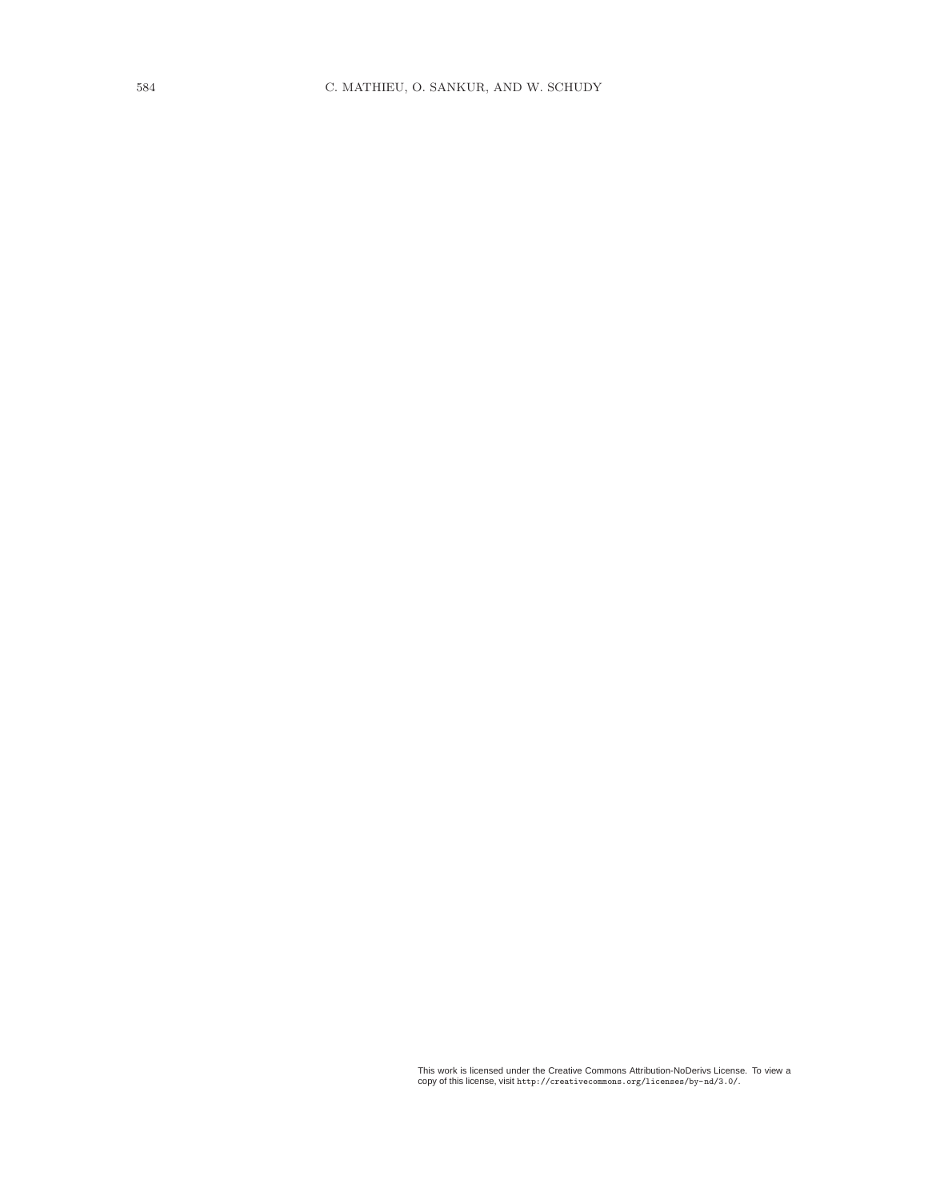This work is licensed under the Creative Commons Attribution-NoDerivs License. To view a copy of this license, visit http://creativecommons.org/licenses/by-nd/3.0/.